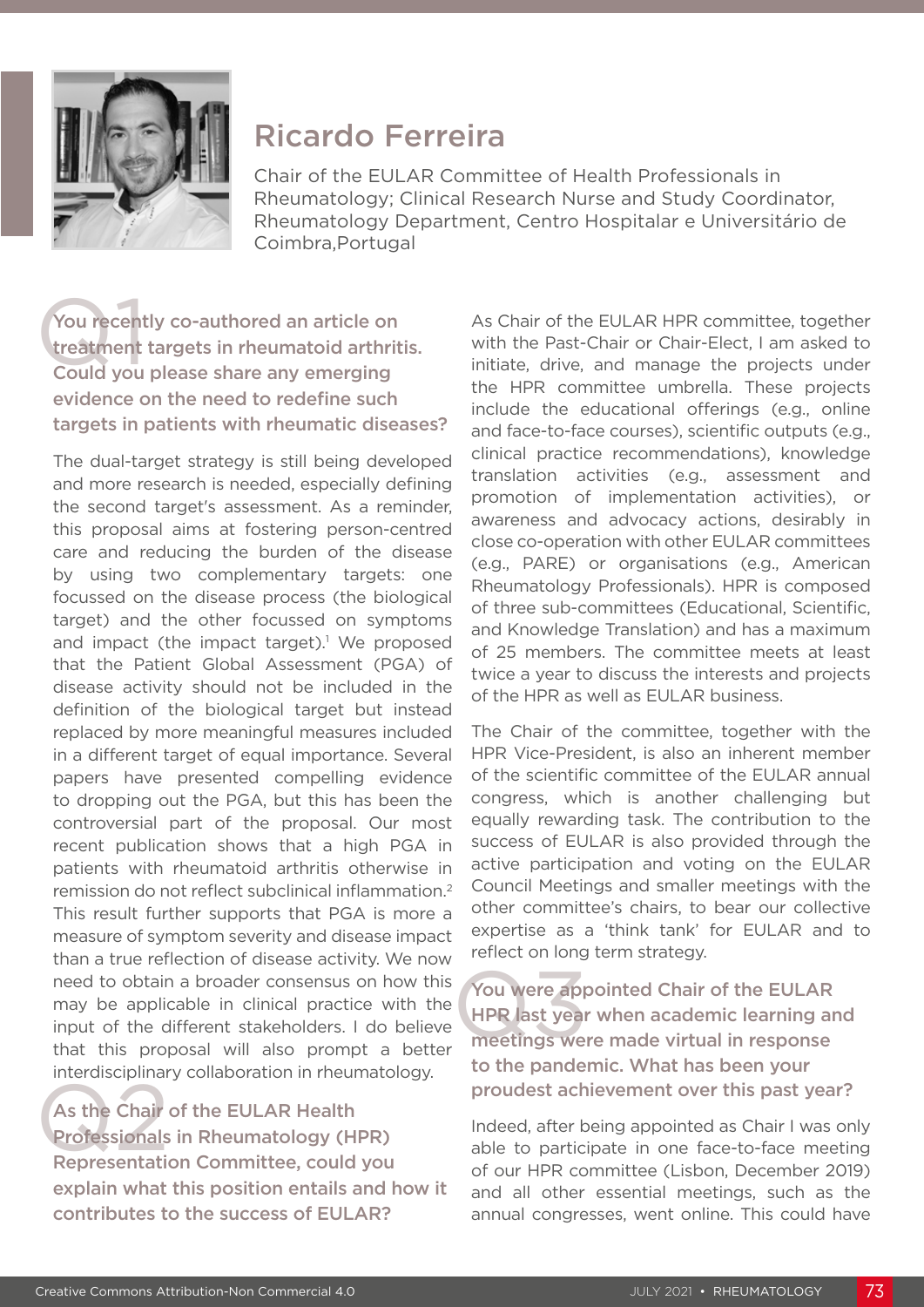# Ricardo Ferreira

Chair of the EULAR Committee of Health Professionals in Rheumatology; Clinical Research Nurse and Study Coordinator, Rheumatology Department, Centro Hospitalar e Universitário de Coimbra,Portugal

## Q1 You recently co-authored an article on treatment targets in rheumatoid arthritis. Could you please share any emerging evidence on the need to redefine such targets in patients with rheumatic diseases?

The dual-target strategy is still being developed and more research is needed, especially defining the second target's assessment. As a reminder, this proposal aims at fostering person-centred care and reducing the burden of the disease by using two complementary targets: one focussed on the disease process (the biological target) and the other focussed on symptoms and impact (the impact target).[1] We proposed that the Patient Global Assessment (PGA) of disease activity should not be included in the definition of the biological target but instead replaced by more meaningful measures included in a different target of equal importance. Several papers have presented compelling evidence to dropping out the PGA, but this has been the controversial part of the proposal. Our most recent publication shows that a high PGA in patients with rheumatoid arthritis otherwise in remission do not reflect subclinical inflammation.[2] This result further supports that PGA is more a measure of symptom severity and disease impact than a true reflection of disease activity. We now need to obtain a broader consensus on how this may be applicable in clinical practice with the input of the different stakeholders. I do believe that this proposal will also prompt a better interdisciplinary collaboration in rheumatology.

## Q2 As the Chair of the EULAR Health Professionals in Rheumatology (HPR) Representation Committee, could you explain what this position entails and how it contributes to the success of EULAR?

As Chair of the EULAR HPR committee, together with the Past-Chair or Chair-Elect, I am asked to initiate, drive, and manage the projects under the HPR committee umbrella. These projects include the educational offerings (e.g., online and face-to-face courses), scientific outputs (e.g., clinical practice recommendations), knowledge translation activities (e.g., assessment and promotion of implementation activities), or awareness and advocacy actions, desirably in close co-operation with other EULAR committees (e.g., PARE) or organisations (e.g., American Rheumatology Professionals). HPR is composed of three sub-committees (Educational, Scientific, and Knowledge Translation) and has a maximum of 25 members. The committee meets at least twice a year to discuss the interests and projects of the HPR as well as EULAR business.

The Chair of the committee, together with the HPR Vice-President, is also an inherent member of the scientific committee of the EULAR annual congress, which is another challenging but equally rewarding task. The contribution to the success of EULAR is also provided through the active participation and voting on the EULAR Council Meetings and smaller meetings with the other committee's chairs, to bear our collective expertise as a 'think tank' for EULAR and to reflect on long term strategy.

## Q3 You were appointed Chair of the EULAR HPR last year when academic learning and meetings were made virtual in response to the pandemic. What has been your proudest achievement over this past year?

Indeed, after being appointed as Chair I was only able to participate in one face-to-face meeting of our HPR committee (Lisbon, December 2019) and all other essential meetings, such as the annual congresses, went online. This could have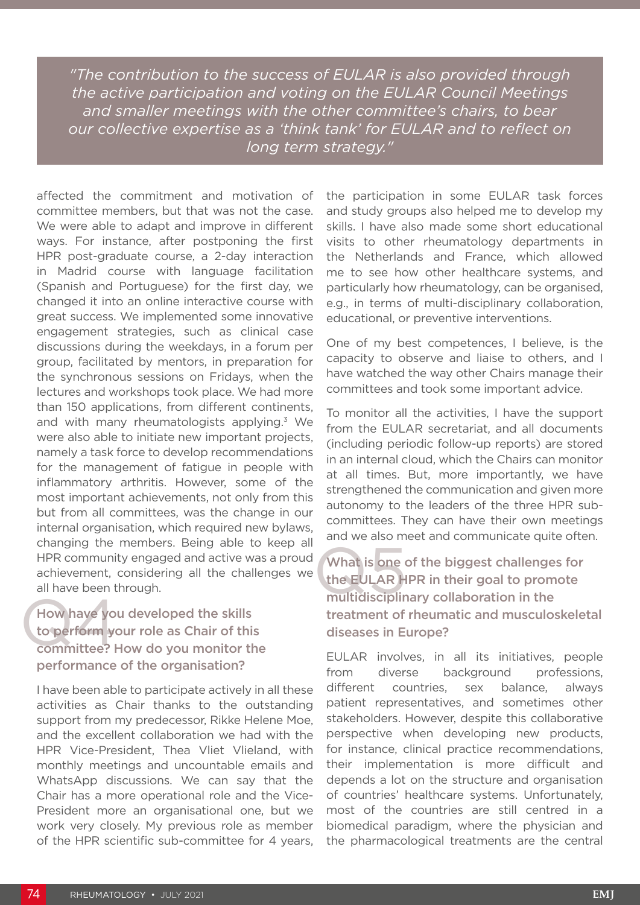> *"The contribution to the success of EULAR is also provided through the active participation and voting on the EULAR Council Meetings and smaller meetings with the other committee's chairs, to bear our collective expertise as a 'think tank' for EULAR and to reflect on long term strategy."*

affected the commitment and motivation of committee members, but that was not the case. We were able to adapt and improve in different ways. For instance, after postponing the first HPR post-graduate course, a 2-day interaction in Madrid course with language facilitation (Spanish and Portuguese) for the first day, we changed it into an online interactive course with great success. We implemented some innovative engagement strategies, such as clinical case discussions during the weekdays, in a forum per group, facilitated by mentors, in preparation for the synchronous sessions on Fridays, when the lectures and workshops took place. We had more than 150 applications, from different continents, and with many rheumatologists applying.[3] We were also able to initiate new important projects, namely a task force to develop recommendations for the management of fatigue in people with inflammatory arthritis. However, some of the most important achievements, not only from this but from all committees, was the change in our internal organisation, which required new bylaws, changing the members. Being able to keep all HPR community engaged and active was a proud achievement, considering all the challenges we all have been through.

## Q4 How have you developed the skills to perform your role as Chair of this committee? How do you monitor the performance of the organisation?

I have been able to participate actively in all these activities as Chair thanks to the outstanding support from my predecessor, Rikke Helene Moe, and the excellent collaboration we had with the HPR Vice-President, Thea Vliet Vlieland, with monthly meetings and uncountable emails and WhatsApp discussions. We can say that the Chair has a more operational role and the Vice-President more an organisational one, but we work very closely. My previous role as member of the HPR scientific sub-committee for 4 years, the participation in some EULAR task forces and study groups also helped me to develop my skills. I have also made some short educational visits to other rheumatology departments in the Netherlands and France, which allowed me to see how other healthcare systems, and particularly how rheumatology, can be organised, e.g., in terms of multi-disciplinary collaboration, educational, or preventive interventions.

One of my best competences, I believe, is the capacity to observe and liaise to others, and I have watched the way other Chairs manage their committees and took some important advice.

To monitor all the activities, I have the support from the EULAR secretariat, and all documents (including periodic follow-up reports) are stored in an internal cloud, which the Chairs can monitor at all times. But, more importantly, we have strengthened the communication and given more autonomy to the leaders of the three HPR sub-committees. They can have their own meetings and we also meet and communicate quite often.

## Q5 What is one of the biggest challenges for the EULAR HPR in their goal to promote multidisciplinary collaboration in the treatment of rheumatic and musculoskeletal diseases in Europe?

EULAR involves, in all its initiatives, people from diverse background professions, different countries, sex balance, always patient representatives, and sometimes other stakeholders. However, despite this collaborative perspective when developing new products, for instance, clinical practice recommendations, their implementation is more difficult and depends a lot on the structure and organisation of countries' healthcare systems. Unfortunately, most of the countries are still centred in a biomedical paradigm, where the physician and the pharmacological treatments are the central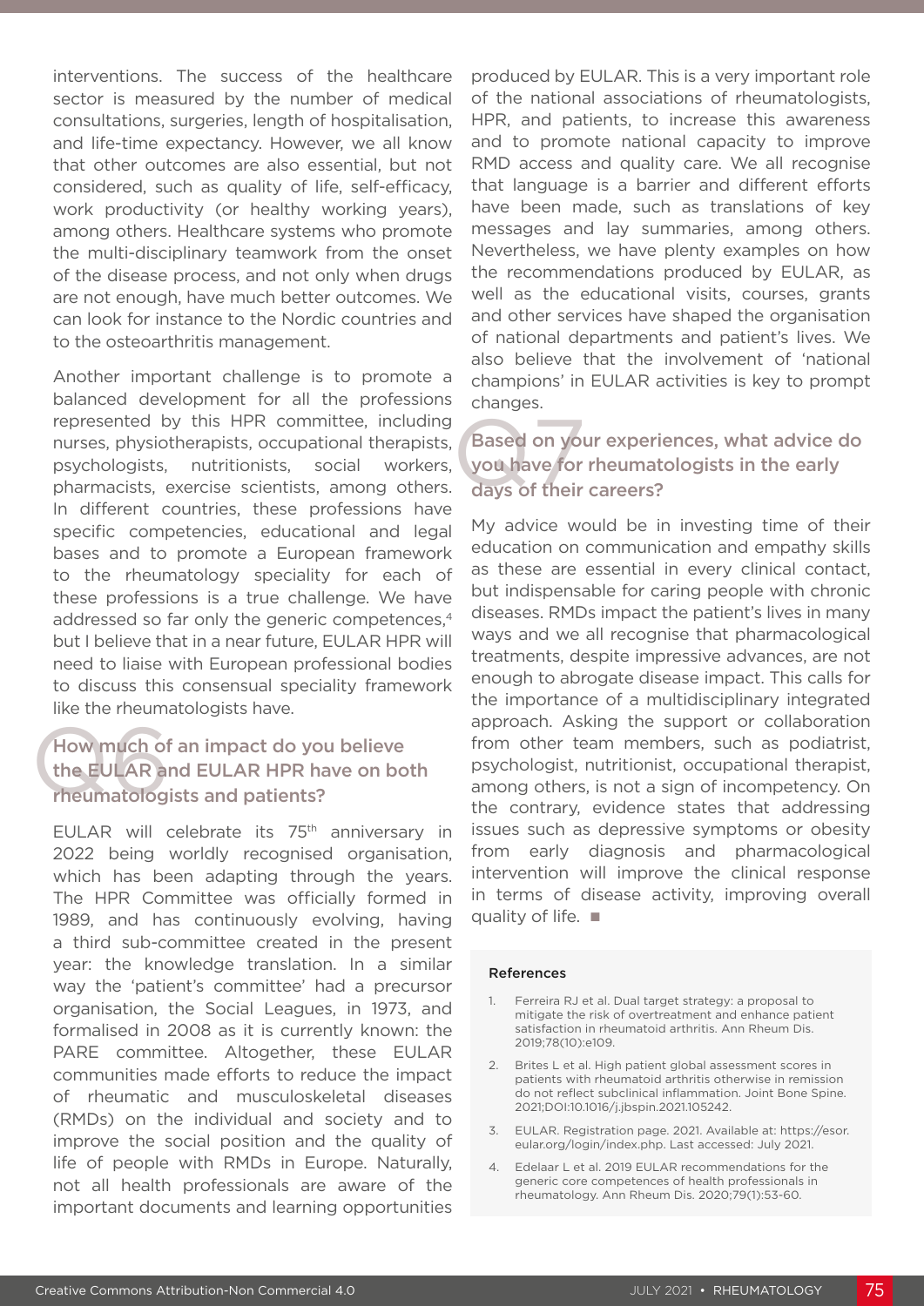interventions. The success of the healthcare sector is measured by the number of medical consultations, surgeries, length of hospitalisation, and life-time expectancy. However, we all know that other outcomes are also essential, but not considered, such as quality of life, self-efficacy, work productivity (or healthy working years), among others. Healthcare systems who promote the multi-disciplinary teamwork from the onset of the disease process, and not only when drugs are not enough, have much better outcomes. We can look for instance to the Nordic countries and to the osteoarthritis management.

Another important challenge is to promote a balanced development for all the professions represented by this HPR committee, including nurses, physiotherapists, occupational therapists, psychologists, nutritionists, social workers, pharmacists, exercise scientists, among others. In different countries, these professions have specific competencies, educational and legal bases and to promote a European framework to the rheumatology speciality for each of these professions is a true challenge. We have addressed so far only the generic competences,[4] but I believe that in a near future, EULAR HPR will need to liaise with European professional bodies to discuss this consensual speciality framework like the rheumatologists have.

## Q6 How much of an impact do you believe the EULAR and EULAR HPR have on both rheumatologists and patients?

EULAR will celebrate its 75th anniversary in 2022 being worldly recognised organisation, which has been adapting through the years. The HPR Committee was officially formed in 1989, and has continuously evolving, having a third sub-committee created in the present year: the knowledge translation. In a similar way the 'patient's committee' had a precursor organisation, the Social Leagues, in 1973, and formalised in 2008 as it is currently known: the PARE committee. Altogether, these EULAR communities made efforts to reduce the impact of rheumatic and musculoskeletal diseases (RMDs) on the individual and society and to improve the social position and the quality of life of people with RMDs in Europe. Naturally, not all health professionals are aware of the important documents and learning opportunities produced by EULAR. This is a very important role of the national associations of rheumatologists, HPR, and patients, to increase this awareness and to promote national capacity to improve RMD access and quality care. We all recognise that language is a barrier and different efforts have been made, such as translations of key messages and lay summaries, among others. Nevertheless, we have plenty examples on how the recommendations produced by EULAR, as well as the educational visits, courses, grants and other services have shaped the organisation of national departments and patient's lives. We also believe that the involvement of 'national champions' in EULAR activities is key to prompt changes.

## Q7 Based on your experiences, what advice do you have for rheumatologists in the early days of their careers?

My advice would be in investing time of their education on communication and empathy skills as these are essential in every clinical contact, but indispensable for caring people with chronic diseases. RMDs impact the patient's lives in many ways and we all recognise that pharmacological treatments, despite impressive advances, are not enough to abrogate disease impact. This calls for the importance of a multidisciplinary integrated approach. Asking the support or collaboration from other team members, such as podiatrist, psychologist, nutritionist, occupational therapist, among others, is not a sign of incompetency. On the contrary, evidence states that addressing issues such as depressive symptoms or obesity from early diagnosis and pharmacological intervention will improve the clinical response in terms of disease activity, improving overall quality of life. ■

### References

1. Ferreira RJ et al. Dual target strategy: a proposal to mitigate the risk of overtreatment and enhance patient satisfaction in rheumatoid arthritis. Ann Rheum Dis. 2019;78(10):e109.
2. Brites L et al. High patient global assessment scores in patients with rheumatoid arthritis otherwise in remission do not reflect subclinical inflammation. Joint Bone Spine. 2021;DOI:10.1016/j.jbspin.2021.105242.
3. EULAR. Registration page. 2021. Available at: https://esor.eular.org/login/index.php. Last accessed: July 2021.
4. Edelaar L et al. 2019 EULAR recommendations for the generic core competences of health professionals in rheumatology. Ann Rheum Dis. 2020;79(1):53-60.